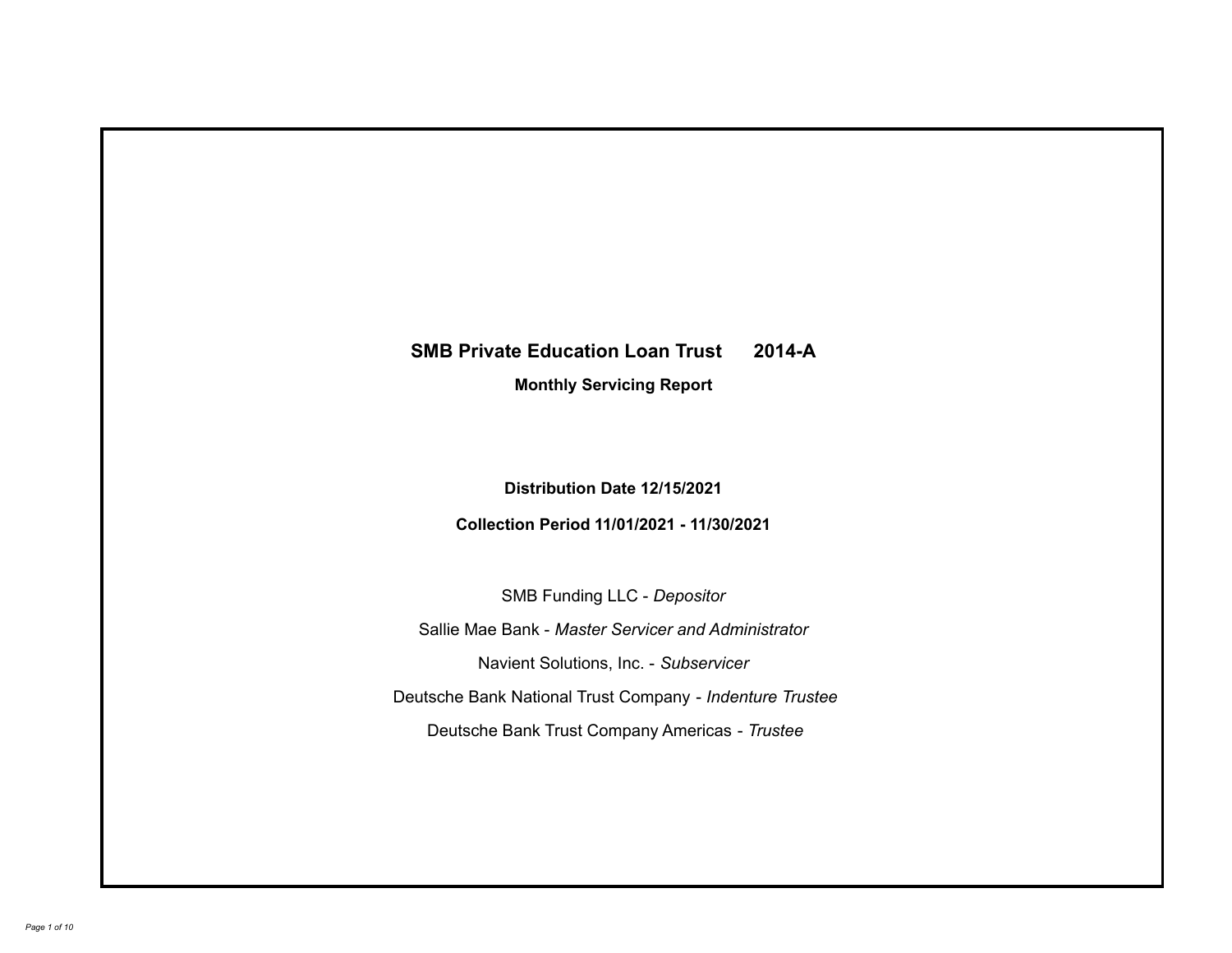# SMB Private Education Loan Trust 2014-A

## Monthly Servicing Report

**Distribution Date 12/15/2021**

**Collection Period 11/01/2021 - 11/30/2021**

SMB Funding LLC - *Depositor*

Sallie Mae Bank - *Master Servicer and Administrator*

Navient Solutions, Inc. - *Subservicer*

Deutsche Bank National Trust Company - *Indenture Trustee*

Deutsche Bank Trust Company Americas - *Trustee*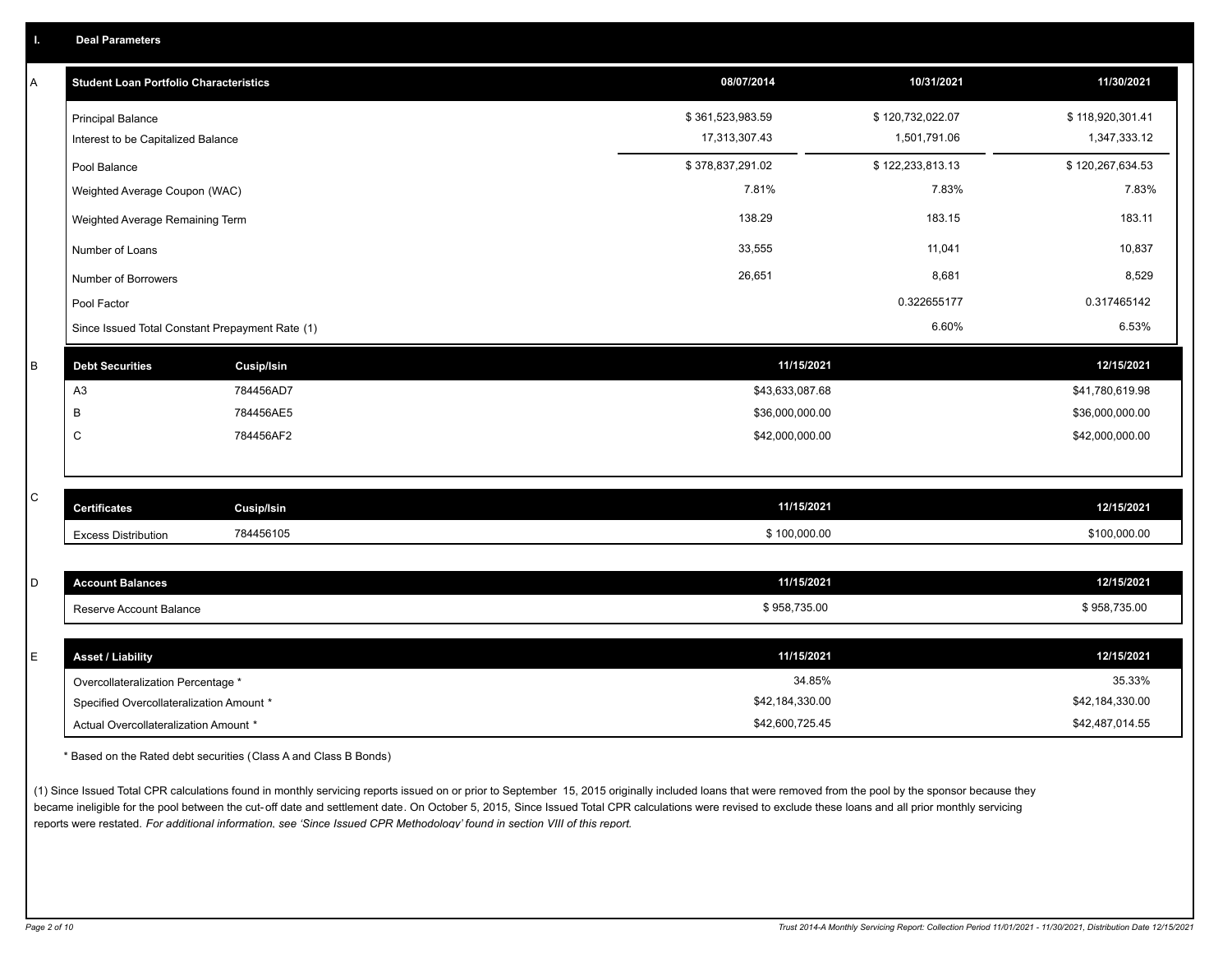## I. Deal Parameters

### A

| Student Loan Portfolio Characteristics | 08/07/2014 | 10/31/2021 | 11/30/2021 |
|---|---|---|---|
| Principal Balance | $ 361,523,983.59 | $ 120,732,022.07 | $ 118,920,301.41 |
| Interest to be Capitalized Balance | 17,313,307.43 | 1,501,791.06 | 1,347,333.12 |
| Pool Balance | $ 378,837,291.02 | $ 122,233,813.13 | $ 120,267,634.53 |
| Weighted Average Coupon (WAC) | 7.81% | 7.83% | 7.83% |
| Weighted Average Remaining Term | 138.29 | 183.15 | 183.11 |
| Number of Loans | 33,555 | 11,041 | 10,837 |
| Number of Borrowers | 26,651 | 8,681 | 8,529 |
| Pool Factor | | 0.322655177 | 0.317465142 |
| Since Issued Total Constant Prepayment Rate (1) | | 6.60% | 6.53% |

### B

| Debt Securities | Cusip/Isin | 11/15/2021 | 12/15/2021 |
|---|---|---|---|
| A3 | 784456AD7 | $43,633,087.68 | $41,780,619.98 |
| B | 784456AE5 | $36,000,000.00 | $36,000,000.00 |
| C | 784456AF2 | $42,000,000.00 | $42,000,000.00 |

### C

| Certificates | Cusip/Isin | 11/15/2021 | 12/15/2021 |
|---|---|---|---|
| Excess Distribution | 784456105 | $ 100,000.00 | $100,000.00 |

### D

| Account Balances | 11/15/2021 | 12/15/2021 |
|---|---|---|
| Reserve Account Balance | $ 958,735.00 | $ 958,735.00 |

### E

| Asset / Liability | 11/15/2021 | 12/15/2021 |
|---|---|---|
| Overcollateralization Percentage * | 34.85% | 35.33% |
| Specified Overcollateralization Amount * | $42,184,330.00 | $42,184,330.00 |
| Actual Overcollateralization Amount * | $42,600,725.45 | $42,487,014.55 |

\* Based on the Rated debt securities (Class A and Class B Bonds)

(1) Since Issued Total CPR calculations found in monthly servicing reports issued on or prior to September 15, 2015 originally included loans that were removed from the pool by the sponsor because they became ineligible for the pool between the cut-off date and settlement date. On October 5, 2015, Since Issued Total CPR calculations were revised to exclude these loans and all prior monthly servicing reports were restated. *For additional information, see 'Since Issued CPR Methodology' found in section VIII of this report.*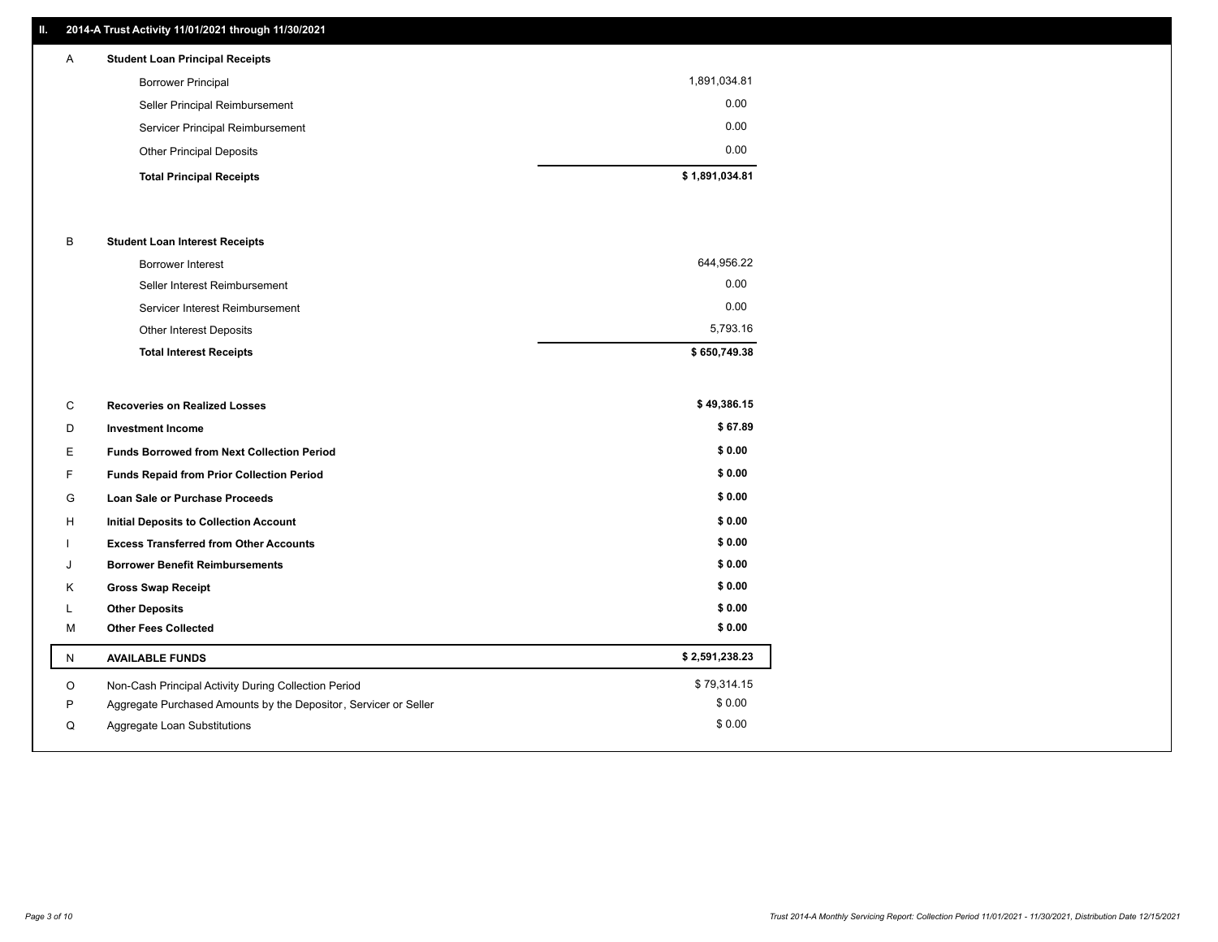## II. 2014-A Trust Activity 11/01/2021 through 11/30/2021

| | | |
|---|---|---|
| A | **Student Loan Principal Receipts** | |
| | Borrower Principal | 1,891,034.81 |
| | Seller Principal Reimbursement | 0.00 |
| | Servicer Principal Reimbursement | 0.00 |
| | Other Principal Deposits | 0.00 |
| | **Total Principal Receipts** | **$ 1,891,034.81** |
| B | **Student Loan Interest Receipts** | |
| | Borrower Interest | 644,956.22 |
| | Seller Interest Reimbursement | 0.00 |
| | Servicer Interest Reimbursement | 0.00 |
| | Other Interest Deposits | 5,793.16 |
| | **Total Interest Receipts** | **$ 650,749.38** |
| C | **Recoveries on Realized Losses** | **$ 49,386.15** |
| D | **Investment Income** | **$ 67.89** |
| E | **Funds Borrowed from Next Collection Period** | **$ 0.00** |
| F | **Funds Repaid from Prior Collection Period** | **$ 0.00** |
| G | **Loan Sale or Purchase Proceeds** | **$ 0.00** |
| H | **Initial Deposits to Collection Account** | **$ 0.00** |
| I | **Excess Transferred from Other Accounts** | **$ 0.00** |
| J | **Borrower Benefit Reimbursements** | **$ 0.00** |
| K | **Gross Swap Receipt** | **$ 0.00** |
| L | **Other Deposits** | **$ 0.00** |
| M | **Other Fees Collected** | **$ 0.00** |
| N | **AVAILABLE FUNDS** | **$ 2,591,238.23** |
| O | Non-Cash Principal Activity During Collection Period | $ 79,314.15 |
| P | Aggregate Purchased Amounts by the Depositor, Servicer or Seller | $ 0.00 |
| Q | Aggregate Loan Substitutions | $ 0.00 |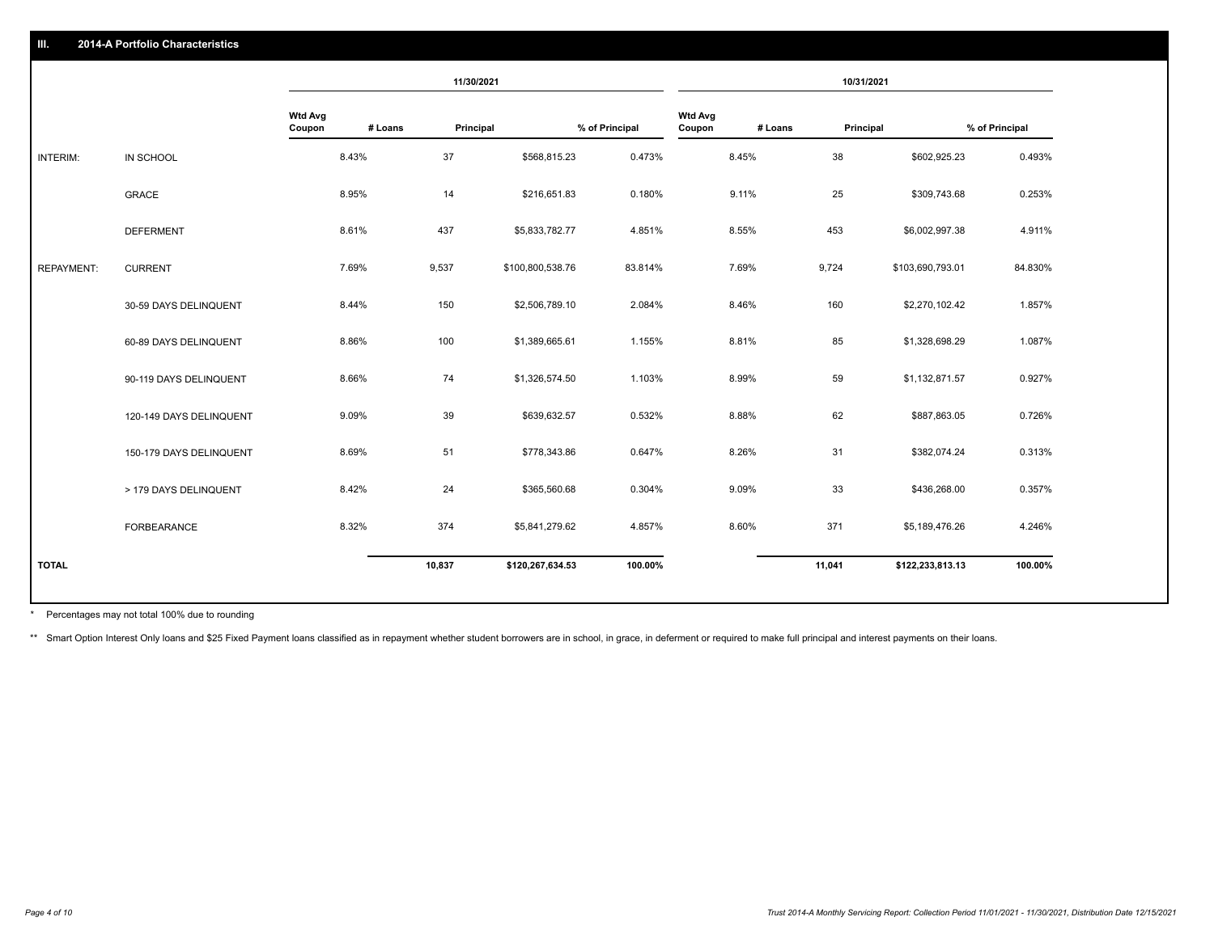## III. 2014-A Portfolio Characteristics

| | | 11/30/2021 | | | | 10/31/2021 | | | |
|---|---|---|---|---|---|---|---|---|---|
| | | Wtd Avg Coupon | # Loans | Principal | % of Principal | Wtd Avg Coupon | # Loans | Principal | % of Principal |
| INTERIM: | IN SCHOOL | 8.43% | 37 | $568,815.23 | 0.473% | 8.45% | 38 | $602,925.23 | 0.493% |
| | GRACE | 8.95% | 14 | $216,651.83 | 0.180% | 9.11% | 25 | $309,743.68 | 0.253% |
| | DEFERMENT | 8.61% | 437 | $5,833,782.77 | 4.851% | 8.55% | 453 | $6,002,997.38 | 4.911% |
| REPAYMENT: | CURRENT | 7.69% | 9,537 | $100,800,538.76 | 83.814% | 7.69% | 9,724 | $103,690,793.01 | 84.830% |
| | 30-59 DAYS DELINQUENT | 8.44% | 150 | $2,506,789.10 | 2.084% | 8.46% | 160 | $2,270,102.42 | 1.857% |
| | 60-89 DAYS DELINQUENT | 8.86% | 100 | $1,389,665.61 | 1.155% | 8.81% | 85 | $1,328,698.29 | 1.087% |
| | 90-119 DAYS DELINQUENT | 8.66% | 74 | $1,326,574.50 | 1.103% | 8.99% | 59 | $1,132,871.57 | 0.927% |
| | 120-149 DAYS DELINQUENT | 9.09% | 39 | $639,632.57 | 0.532% | 8.88% | 62 | $887,863.05 | 0.726% |
| | 150-179 DAYS DELINQUENT | 8.69% | 51 | $778,343.86 | 0.647% | 8.26% | 31 | $382,074.24 | 0.313% |
| | > 179 DAYS DELINQUENT | 8.42% | 24 | $365,560.68 | 0.304% | 9.09% | 33 | $436,268.00 | 0.357% |
| | FORBEARANCE | 8.32% | 374 | $5,841,279.62 | 4.857% | 8.60% | 371 | $5,189,476.26 | 4.246% |
| TOTAL | | | 10,837 | $120,267,634.53 | 100.00% | | 11,041 | $122,233,813.13 | 100.00% |

\* Percentages may not total 100% due to rounding

\*\* Smart Option Interest Only loans and $25 Fixed Payment loans classified as in repayment whether student borrowers are in school, in grace, in deferment or required to make full principal and interest payments on their loans.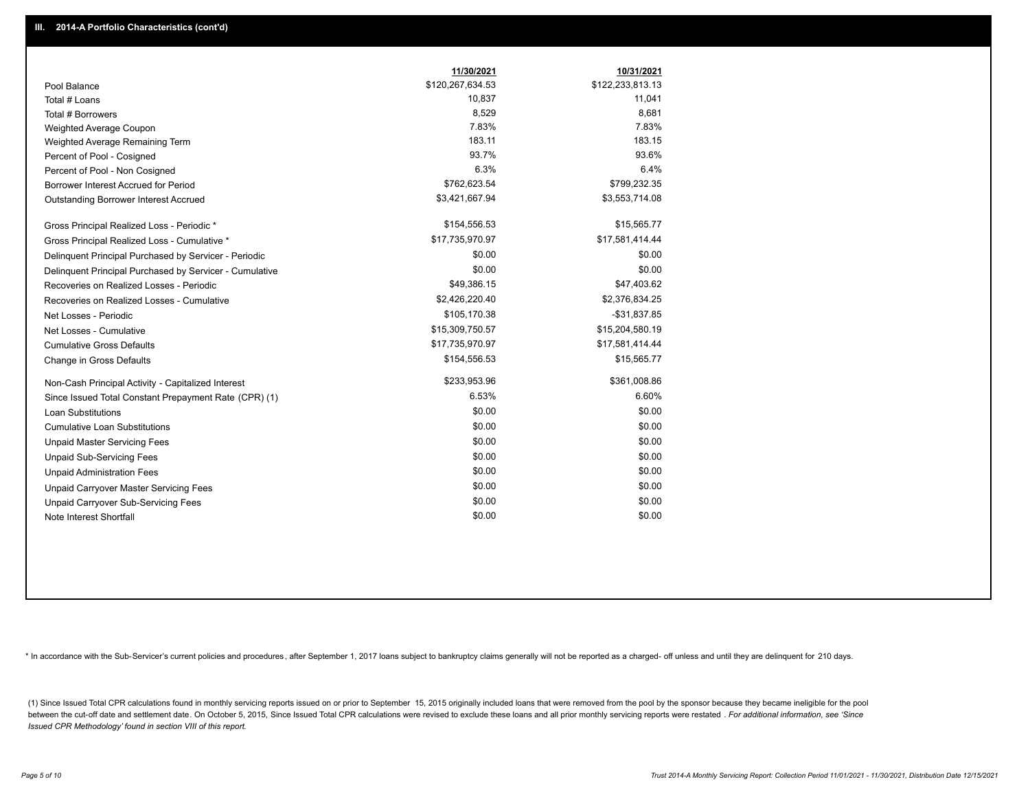## III. 2014-A Portfolio Characteristics (cont'd)

| | 11/30/2021 | 10/31/2021 |
|---|---|---|
| Pool Balance | $120,267,634.53 | $122,233,813.13 |
| Total # Loans | 10,837 | 11,041 |
| Total # Borrowers | 8,529 | 8,681 |
| Weighted Average Coupon | 7.83% | 7.83% |
| Weighted Average Remaining Term | 183.11 | 183.15 |
| Percent of Pool - Cosigned | 93.7% | 93.6% |
| Percent of Pool - Non Cosigned | 6.3% | 6.4% |
| Borrower Interest Accrued for Period | $762,623.54 | $799,232.35 |
| Outstanding Borrower Interest Accrued | $3,421,667.94 | $3,553,714.08 |
| Gross Principal Realized Loss - Periodic * | $154,556.53 | $15,565.77 |
| Gross Principal Realized Loss - Cumulative * | $17,735,970.97 | $17,581,414.44 |
| Delinquent Principal Purchased by Servicer - Periodic | $0.00 | $0.00 |
| Delinquent Principal Purchased by Servicer - Cumulative | $0.00 | $0.00 |
| Recoveries on Realized Losses - Periodic | $49,386.15 | $47,403.62 |
| Recoveries on Realized Losses - Cumulative | $2,426,220.40 | $2,376,834.25 |
| Net Losses - Periodic | $105,170.38 | -$31,837.85 |
| Net Losses - Cumulative | $15,309,750.57 | $15,204,580.19 |
| Cumulative Gross Defaults | $17,735,970.97 | $17,581,414.44 |
| Change in Gross Defaults | $154,556.53 | $15,565.77 |
| Non-Cash Principal Activity - Capitalized Interest | $233,953.96 | $361,008.86 |
| Since Issued Total Constant Prepayment Rate (CPR) (1) | 6.53% | 6.60% |
| Loan Substitutions | $0.00 | $0.00 |
| Cumulative Loan Substitutions | $0.00 | $0.00 |
| Unpaid Master Servicing Fees | $0.00 | $0.00 |
| Unpaid Sub-Servicing Fees | $0.00 | $0.00 |
| Unpaid Administration Fees | $0.00 | $0.00 |
| Unpaid Carryover Master Servicing Fees | $0.00 | $0.00 |
| Unpaid Carryover Sub-Servicing Fees | $0.00 | $0.00 |
| Note Interest Shortfall | $0.00 | $0.00 |

* In accordance with the Sub-Servicer's current policies and procedures, after September 1, 2017 loans subject to bankruptcy claims generally will not be reported as a charged- off unless and until they are delinquent for 210 days.

(1) Since Issued Total CPR calculations found in monthly servicing reports issued on or prior to September 15, 2015 originally included loans that were removed from the pool by the sponsor because they became ineligible for the pool between the cut-off date and settlement date. On October 5, 2015, Since Issued Total CPR calculations were revised to exclude these loans and all prior monthly servicing reports were restated . *For additional information, see 'Since Issued CPR Methodology' found in section VIII of this report.*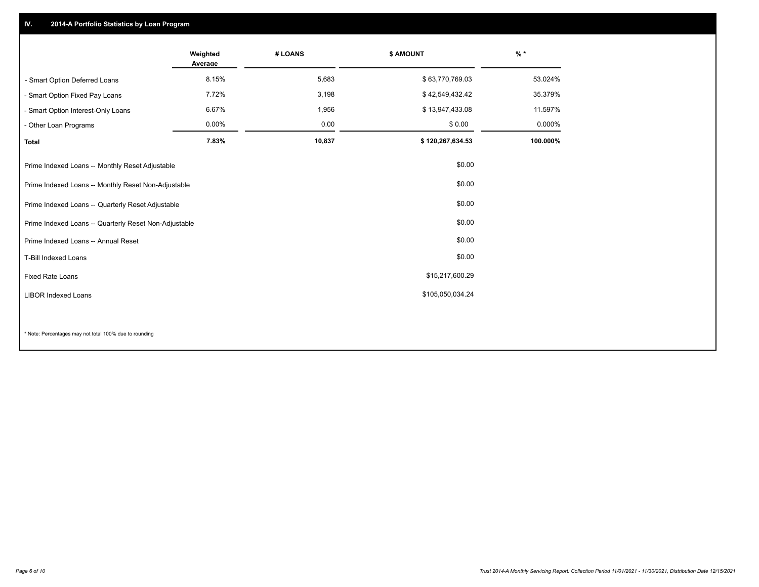## IV. 2014-A Portfolio Statistics by Loan Program

| | Weighted Average | # LOANS | $ AMOUNT | % * |
|---|---|---|---|---|
| - Smart Option Deferred Loans | 8.15% | 5,683 | $ 63,770,769.03 | 53.024% |
| - Smart Option Fixed Pay Loans | 7.72% | 3,198 | $ 42,549,432.42 | 35.379% |
| - Smart Option Interest-Only Loans | 6.67% | 1,956 | $ 13,947,433.08 | 11.597% |
| - Other Loan Programs | 0.00% | 0.00 | $ 0.00 | 0.000% |
| **Total** | **7.83%** | **10,837** | **$ 120,267,634.53** | **100.000%** |

| | |
|---|---|
| Prime Indexed Loans -- Monthly Reset Adjustable | $0.00 |
| Prime Indexed Loans -- Monthly Reset Non-Adjustable | $0.00 |
| Prime Indexed Loans -- Quarterly Reset Adjustable | $0.00 |
| Prime Indexed Loans -- Quarterly Reset Non-Adjustable | $0.00 |
| Prime Indexed Loans -- Annual Reset | $0.00 |
| T-Bill Indexed Loans | $0.00 |
| Fixed Rate Loans | $15,217,600.29 |
| LIBOR Indexed Loans | $105,050,034.24 |

* Note: Percentages may not total 100% due to rounding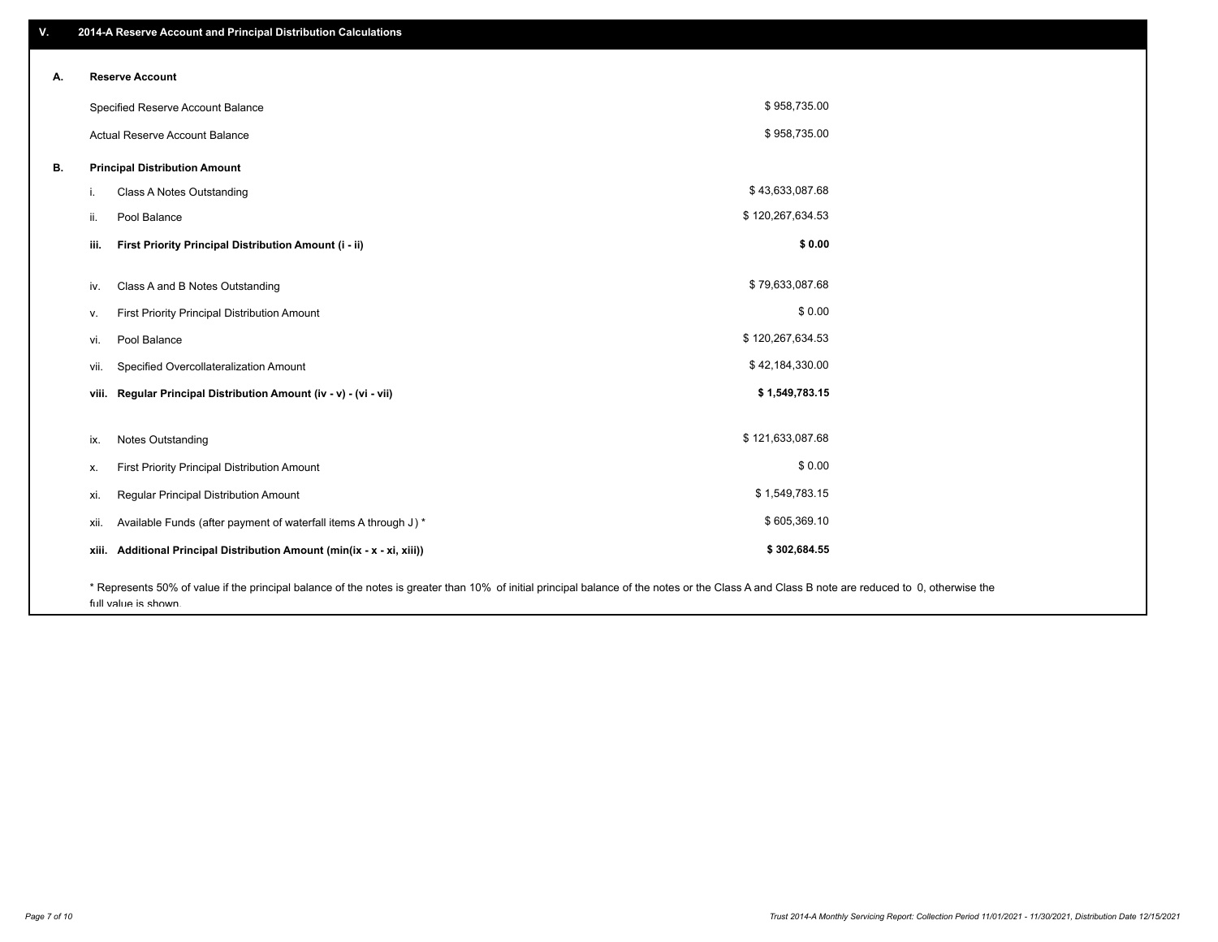## V. 2014-A Reserve Account and Principal Distribution Calculations

### A. Reserve Account

| | |
|---|---|
| Specified Reserve Account Balance | $ 958,735.00 |
| Actual Reserve Account Balance | $ 958,735.00 |

### B. Principal Distribution Amount

| | | |
|---|---|---|
| i. | Class A Notes Outstanding | $ 43,633,087.68 |
| ii. | Pool Balance | $ 120,267,634.53 |
| **iii.** | **First Priority Principal Distribution Amount (i - ii)** | **$ 0.00** |
| iv. | Class A and B Notes Outstanding | $ 79,633,087.68 |
| v. | First Priority Principal Distribution Amount | $ 0.00 |
| vi. | Pool Balance | $ 120,267,634.53 |
| vii. | Specified Overcollateralization Amount | $ 42,184,330.00 |
| **viii.** | **Regular Principal Distribution Amount (iv - v) - (vi - vii)** | **$ 1,549,783.15** |
| ix. | Notes Outstanding | $ 121,633,087.68 |
| x. | First Priority Principal Distribution Amount | $ 0.00 |
| xi. | Regular Principal Distribution Amount | $ 1,549,783.15 |
| xii. | Available Funds (after payment of waterfall items A through J ) * | $ 605,369.10 |
| **xiii.** | **Additional Principal Distribution Amount (min(ix - x - xi, xiii))** | **$ 302,684.55** |

* Represents 50% of value if the principal balance of the notes is greater than 10% of initial principal balance of the notes or the Class A and Class B note are reduced to 0, otherwise the full value is shown.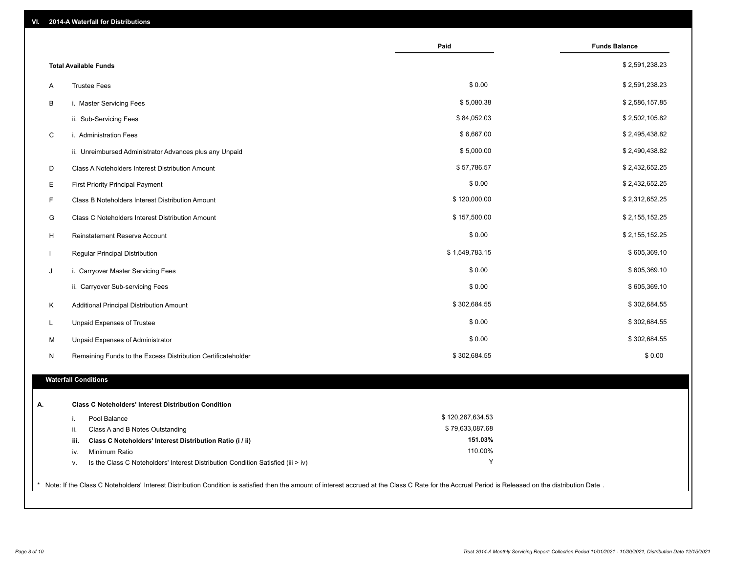## VI. 2014-A Waterfall for Distributions

| | | Paid | Funds Balance |
|---|---|---|---|
| | **Total Available Funds** | | $ 2,591,238.23 |
| A | Trustee Fees | $ 0.00 | $ 2,591,238.23 |
| B | i. Master Servicing Fees | $ 5,080.38 | $ 2,586,157.85 |
| | ii. Sub-Servicing Fees | $ 84,052.03 | $ 2,502,105.82 |
| C | i. Administration Fees | $ 6,667.00 | $ 2,495,438.82 |
| | ii. Unreimbursed Administrator Advances plus any Unpaid | $ 5,000.00 | $ 2,490,438.82 |
| D | Class A Noteholders Interest Distribution Amount | $ 57,786.57 | $ 2,432,652.25 |
| E | First Priority Principal Payment | $ 0.00 | $ 2,432,652.25 |
| F | Class B Noteholders Interest Distribution Amount | $ 120,000.00 | $ 2,312,652.25 |
| G | Class C Noteholders Interest Distribution Amount | $ 157,500.00 | $ 2,155,152.25 |
| H | Reinstatement Reserve Account | $ 0.00 | $ 2,155,152.25 |
| I | Regular Principal Distribution | $ 1,549,783.15 | $ 605,369.10 |
| J | i. Carryover Master Servicing Fees | $ 0.00 | $ 605,369.10 |
| | ii. Carryover Sub-servicing Fees | $ 0.00 | $ 605,369.10 |
| K | Additional Principal Distribution Amount | $ 302,684.55 | $ 302,684.55 |
| L | Unpaid Expenses of Trustee | $ 0.00 | $ 302,684.55 |
| M | Unpaid Expenses of Administrator | $ 0.00 | $ 302,684.55 |
| N | Remaining Funds to the Excess Distribution Certificateholder | $ 302,684.55 | $ 0.00 |

### Waterfall Conditions

| | | |
|---|---|---|
| **A.** | **Class C Noteholders' Interest Distribution Condition** | |
| i. | Pool Balance | $ 120,267,634.53 |
| ii. | Class A and B Notes Outstanding | $ 79,633,087.68 |
| **iii.** | **Class C Noteholders' Interest Distribution Ratio (i / ii)** | **151.03%** |
| iv. | Minimum Ratio | 110.00% |
| v. | Is the Class C Noteholders' Interest Distribution Condition Satisfied (iii > iv) | Y |

* Note: If the Class C Noteholders' Interest Distribution Condition is satisfied then the amount of interest accrued at the Class C Rate for the Accrual Period is Released on the distribution Date .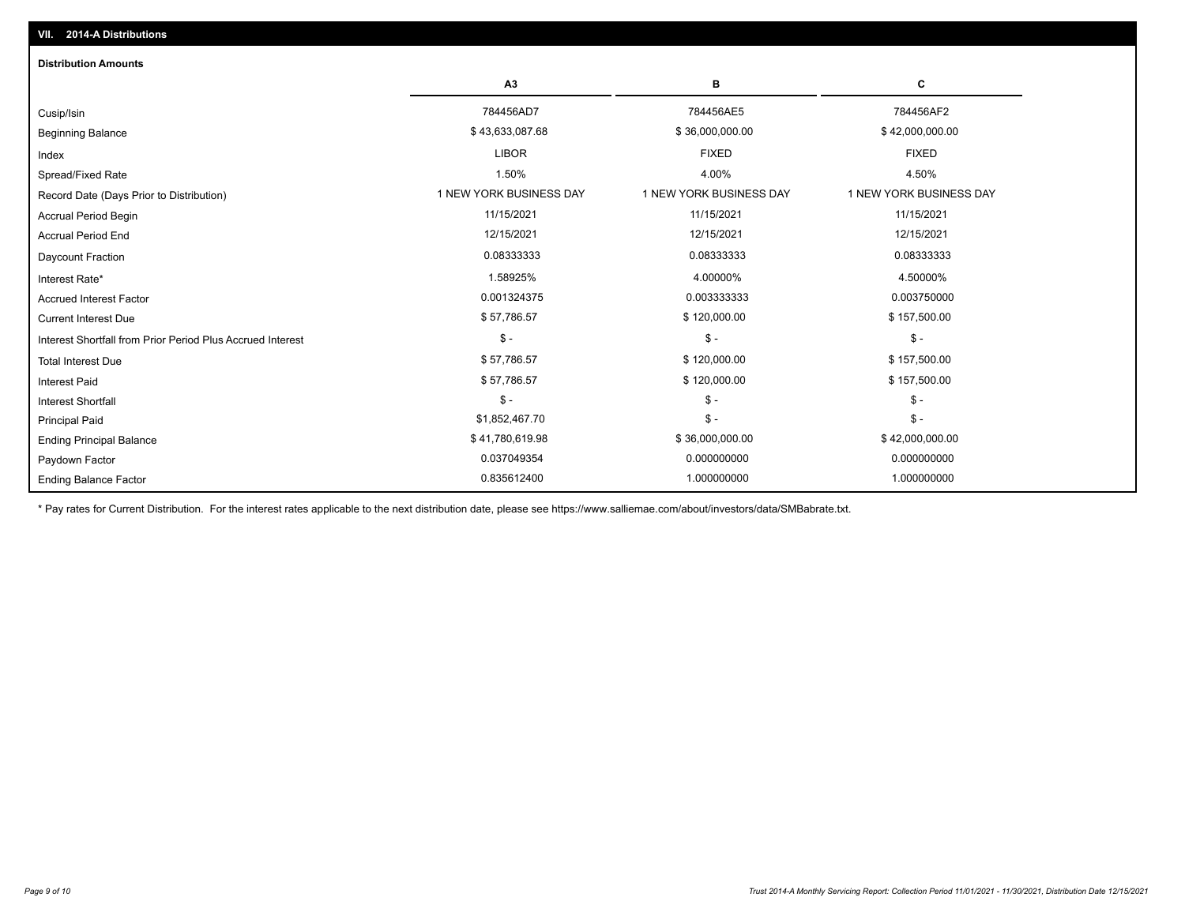## VII. 2014-A Distributions

### Distribution Amounts

| | A3 | B | C |
|---|---|---|---|
| Cusip/Isin | 784456AD7 | 784456AE5 | 784456AF2 |
| Beginning Balance | $ 43,633,087.68 | $ 36,000,000.00 | $ 42,000,000.00 |
| Index | LIBOR | FIXED | FIXED |
| Spread/Fixed Rate | 1.50% | 4.00% | 4.50% |
| Record Date (Days Prior to Distribution) | 1 NEW YORK BUSINESS DAY | 1 NEW YORK BUSINESS DAY | 1 NEW YORK BUSINESS DAY |
| Accrual Period Begin | 11/15/2021 | 11/15/2021 | 11/15/2021 |
| Accrual Period End | 12/15/2021 | 12/15/2021 | 12/15/2021 |
| Daycount Fraction | 0.08333333 | 0.08333333 | 0.08333333 |
| Interest Rate* | 1.58925% | 4.00000% | 4.50000% |
| Accrued Interest Factor | 0.001324375 | 0.003333333 | 0.003750000 |
| Current Interest Due | $ 57,786.57 | $ 120,000.00 | $ 157,500.00 |
| Interest Shortfall from Prior Period Plus Accrued Interest | $ - | $ - | $ - |
| Total Interest Due | $ 57,786.57 | $ 120,000.00 | $ 157,500.00 |
| Interest Paid | $ 57,786.57 | $ 120,000.00 | $ 157,500.00 |
| Interest Shortfall | $ - | $ - | $ - |
| Principal Paid | $1,852,467.70 | $ - | $ - |
| Ending Principal Balance | $ 41,780,619.98 | $ 36,000,000.00 | $ 42,000,000.00 |
| Paydown Factor | 0.037049354 | 0.000000000 | 0.000000000 |
| Ending Balance Factor | 0.835612400 | 1.000000000 | 1.000000000 |

* Pay rates for Current Distribution. For the interest rates applicable to the next distribution date, please see https://www.salliemae.com/about/investors/data/SMBabrate.txt.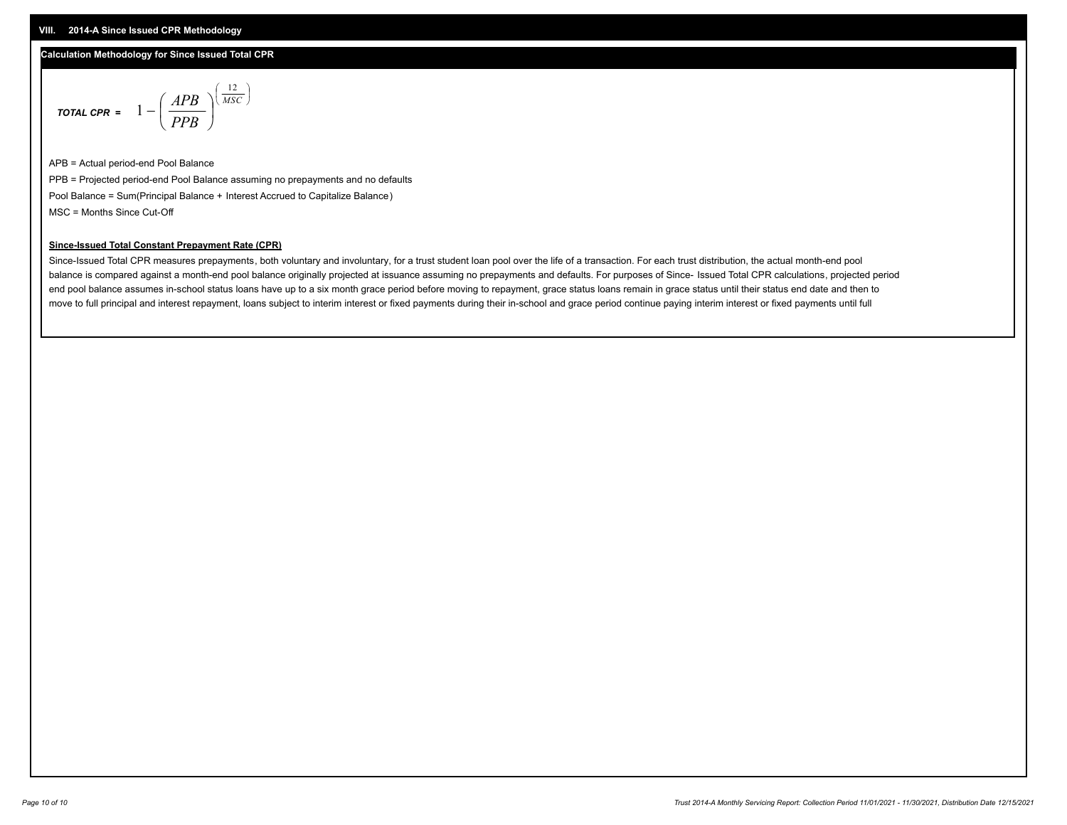## VIII. 2014-A Since Issued CPR Methodology

### Calculation Methodology for Since Issued Total CPR

***TOTAL CPR =*** $$1 - \left( \frac{APB}{PPB} \right)^{\left( \frac{12}{MSC} \right)}$$

APB = Actual period-end Pool Balance

PPB = Projected period-end Pool Balance assuming no prepayments and no defaults

Pool Balance = Sum(Principal Balance + Interest Accrued to Capitalize Balance)

MSC = Months Since Cut-Off

**Since-Issued Total Constant Prepayment Rate (CPR)**

Since-Issued Total CPR measures prepayments, both voluntary and involuntary, for a trust student loan pool over the life of a transaction. For each trust distribution, the actual month-end pool balance is compared against a month-end pool balance originally projected at issuance assuming no prepayments and defaults. For purposes of Since- Issued Total CPR calculations, projected period end pool balance assumes in-school status loans have up to a six month grace period before moving to repayment, grace status loans remain in grace status until their status end date and then to move to full principal and interest repayment, loans subject to interim interest or fixed payments during their in-school and grace period continue paying interim interest or fixed payments until full